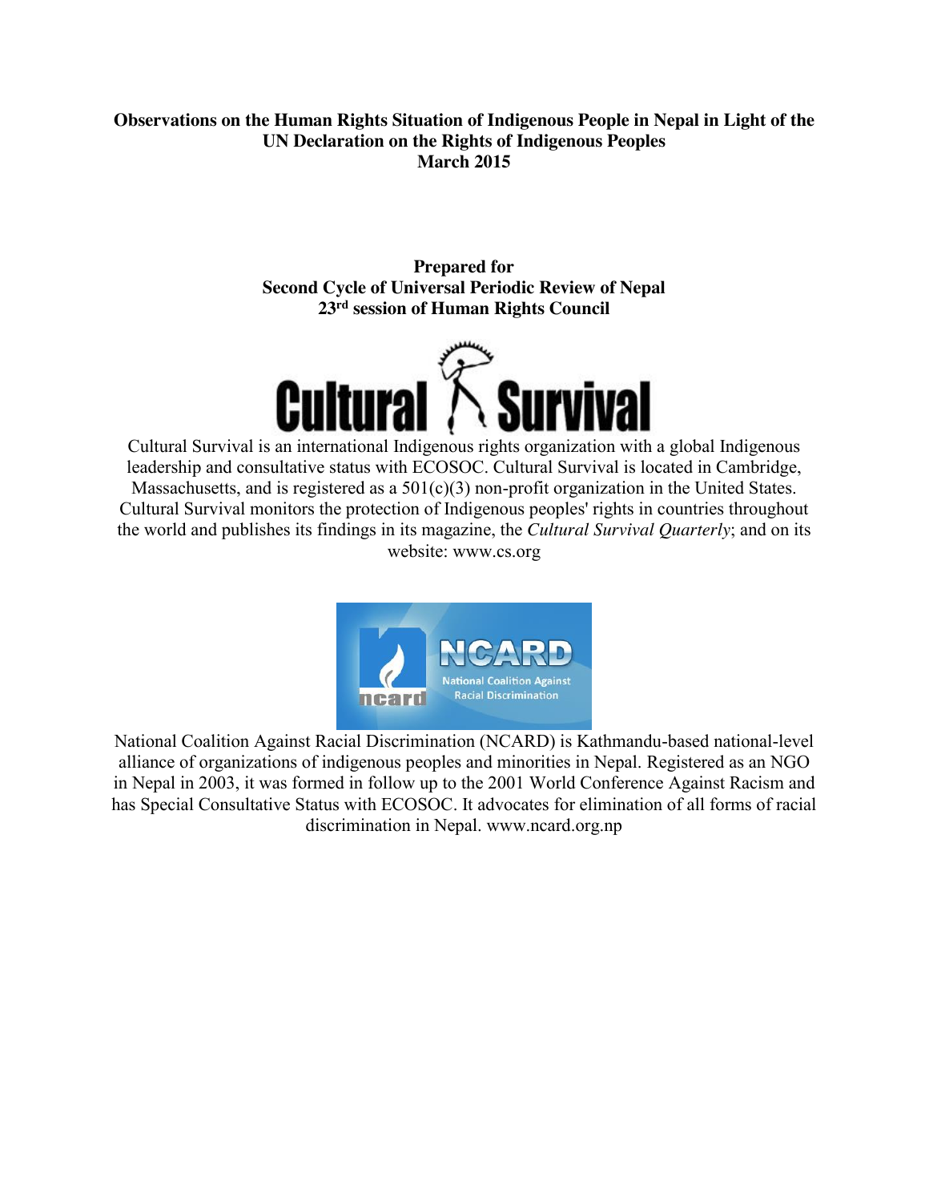**Observations on the Human Rights Situation of Indigenous People in Nepal in Light of the UN Declaration on the Rights of Indigenous Peoples**
**March 2015**

**Prepared for**
**Second Cycle of Universal Periodic Review of Nepal**
**23rd session of Human Rights Council**

Cultural Survival

Cultural Survival is an international Indigenous rights organization with a global Indigenous leadership and consultative status with ECOSOC. Cultural Survival is located in Cambridge, Massachusetts, and is registered as a 501(c)(3) non-profit organization in the United States. Cultural Survival monitors the protection of Indigenous peoples' rights in countries throughout the world and publishes its findings in its magazine, the *Cultural Survival Quarterly*; and on its website: www.cs.org

NCARD
National Coalition Against Racial Discrimination

National Coalition Against Racial Discrimination (NCARD) is Kathmandu-based national-level alliance of organizations of indigenous peoples and minorities in Nepal. Registered as an NGO in Nepal in 2003, it was formed in follow up to the 2001 World Conference Against Racism and has Special Consultative Status with ECOSOC. It advocates for elimination of all forms of racial discrimination in Nepal. www.ncard.org.np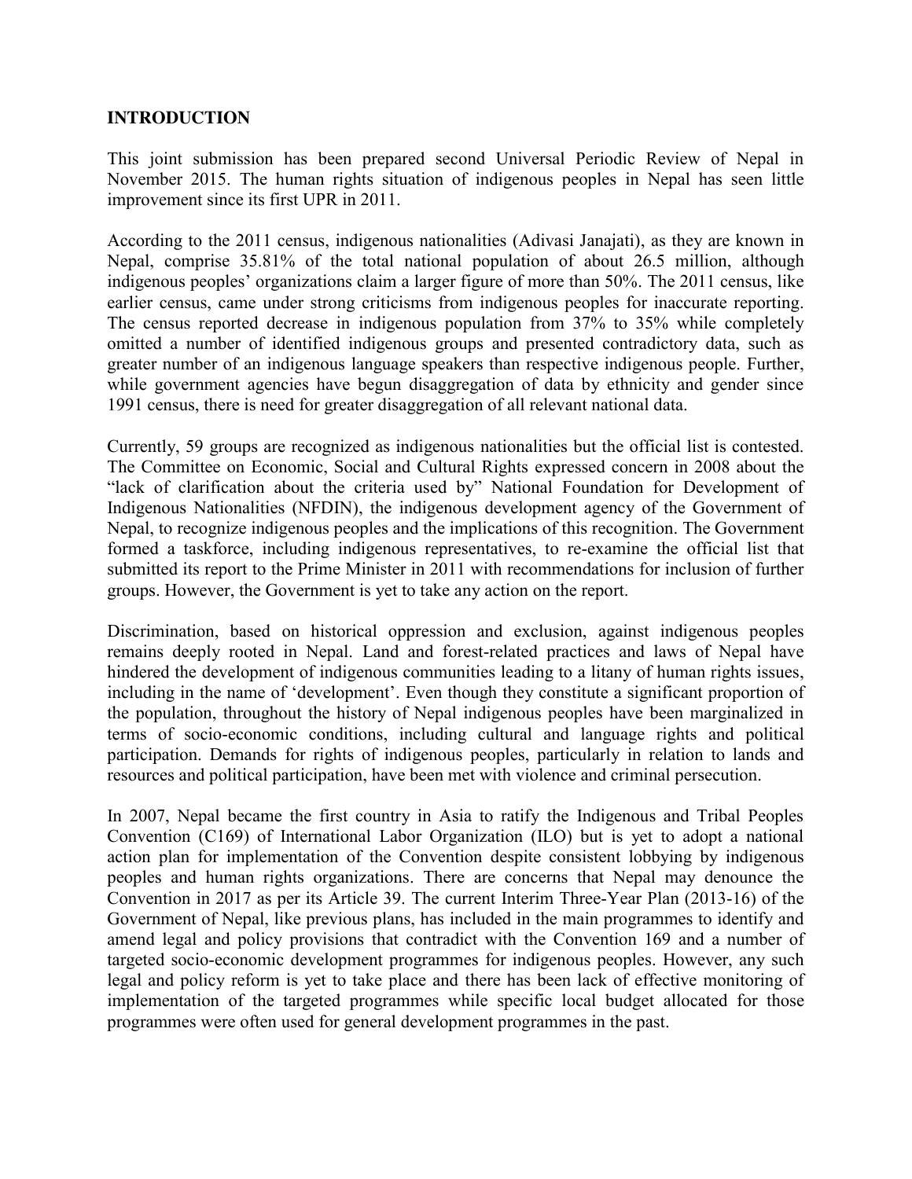## INTRODUCTION

This joint submission has been prepared second Universal Periodic Review of Nepal in November 2015. The human rights situation of indigenous peoples in Nepal has seen little improvement since its first UPR in 2011.

According to the 2011 census, indigenous nationalities (Adivasi Janajati), as they are known in Nepal, comprise 35.81% of the total national population of about 26.5 million, although indigenous peoples' organizations claim a larger figure of more than 50%. The 2011 census, like earlier census, came under strong criticisms from indigenous peoples for inaccurate reporting. The census reported decrease in indigenous population from 37% to 35% while completely omitted a number of identified indigenous groups and presented contradictory data, such as greater number of an indigenous language speakers than respective indigenous people. Further, while government agencies have begun disaggregation of data by ethnicity and gender since 1991 census, there is need for greater disaggregation of all relevant national data.

Currently, 59 groups are recognized as indigenous nationalities but the official list is contested. The Committee on Economic, Social and Cultural Rights expressed concern in 2008 about the "lack of clarification about the criteria used by" National Foundation for Development of Indigenous Nationalities (NFDIN), the indigenous development agency of the Government of Nepal, to recognize indigenous peoples and the implications of this recognition. The Government formed a taskforce, including indigenous representatives, to re-examine the official list that submitted its report to the Prime Minister in 2011 with recommendations for inclusion of further groups. However, the Government is yet to take any action on the report.

Discrimination, based on historical oppression and exclusion, against indigenous peoples remains deeply rooted in Nepal. Land and forest-related practices and laws of Nepal have hindered the development of indigenous communities leading to a litany of human rights issues, including in the name of 'development'. Even though they constitute a significant proportion of the population, throughout the history of Nepal indigenous peoples have been marginalized in terms of socio-economic conditions, including cultural and language rights and political participation. Demands for rights of indigenous peoples, particularly in relation to lands and resources and political participation, have been met with violence and criminal persecution.

In 2007, Nepal became the first country in Asia to ratify the Indigenous and Tribal Peoples Convention (C169) of International Labor Organization (ILO) but is yet to adopt a national action plan for implementation of the Convention despite consistent lobbying by indigenous peoples and human rights organizations. There are concerns that Nepal may denounce the Convention in 2017 as per its Article 39. The current Interim Three-Year Plan (2013-16) of the Government of Nepal, like previous plans, has included in the main programmes to identify and amend legal and policy provisions that contradict with the Convention 169 and a number of targeted socio-economic development programmes for indigenous peoples. However, any such legal and policy reform is yet to take place and there has been lack of effective monitoring of implementation of the targeted programmes while specific local budget allocated for those programmes were often used for general development programmes in the past.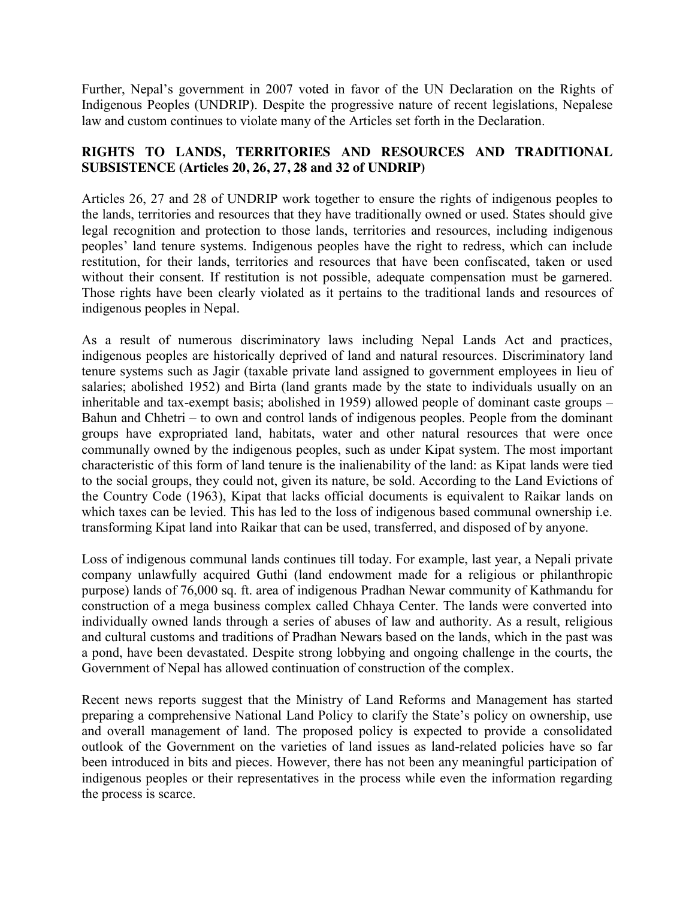Further, Nepal's government in 2007 voted in favor of the UN Declaration on the Rights of Indigenous Peoples (UNDRIP). Despite the progressive nature of recent legislations, Nepalese law and custom continues to violate many of the Articles set forth in the Declaration.

## RIGHTS TO LANDS, TERRITORIES AND RESOURCES AND TRADITIONAL SUBSISTENCE (Articles 20, 26, 27, 28 and 32 of UNDRIP)

Articles 26, 27 and 28 of UNDRIP work together to ensure the rights of indigenous peoples to the lands, territories and resources that they have traditionally owned or used. States should give legal recognition and protection to those lands, territories and resources, including indigenous peoples' land tenure systems. Indigenous peoples have the right to redress, which can include restitution, for their lands, territories and resources that have been confiscated, taken or used without their consent. If restitution is not possible, adequate compensation must be garnered. Those rights have been clearly violated as it pertains to the traditional lands and resources of indigenous peoples in Nepal.

As a result of numerous discriminatory laws including Nepal Lands Act and practices, indigenous peoples are historically deprived of land and natural resources. Discriminatory land tenure systems such as Jagir (taxable private land assigned to government employees in lieu of salaries; abolished 1952) and Birta (land grants made by the state to individuals usually on an inheritable and tax-exempt basis; abolished in 1959) allowed people of dominant caste groups – Bahun and Chhetri – to own and control lands of indigenous peoples. People from the dominant groups have expropriated land, habitats, water and other natural resources that were once communally owned by the indigenous peoples, such as under Kipat system. The most important characteristic of this form of land tenure is the inalienability of the land: as Kipat lands were tied to the social groups, they could not, given its nature, be sold. According to the Land Evictions of the Country Code (1963), Kipat that lacks official documents is equivalent to Raikar lands on which taxes can be levied. This has led to the loss of indigenous based communal ownership i.e. transforming Kipat land into Raikar that can be used, transferred, and disposed of by anyone.

Loss of indigenous communal lands continues till today. For example, last year, a Nepali private company unlawfully acquired Guthi (land endowment made for a religious or philanthropic purpose) lands of 76,000 sq. ft. area of indigenous Pradhan Newar community of Kathmandu for construction of a mega business complex called Chhaya Center. The lands were converted into individually owned lands through a series of abuses of law and authority. As a result, religious and cultural customs and traditions of Pradhan Newars based on the lands, which in the past was a pond, have been devastated. Despite strong lobbying and ongoing challenge in the courts, the Government of Nepal has allowed continuation of construction of the complex.

Recent news reports suggest that the Ministry of Land Reforms and Management has started preparing a comprehensive National Land Policy to clarify the State's policy on ownership, use and overall management of land. The proposed policy is expected to provide a consolidated outlook of the Government on the varieties of land issues as land-related policies have so far been introduced in bits and pieces. However, there has not been any meaningful participation of indigenous peoples or their representatives in the process while even the information regarding the process is scarce.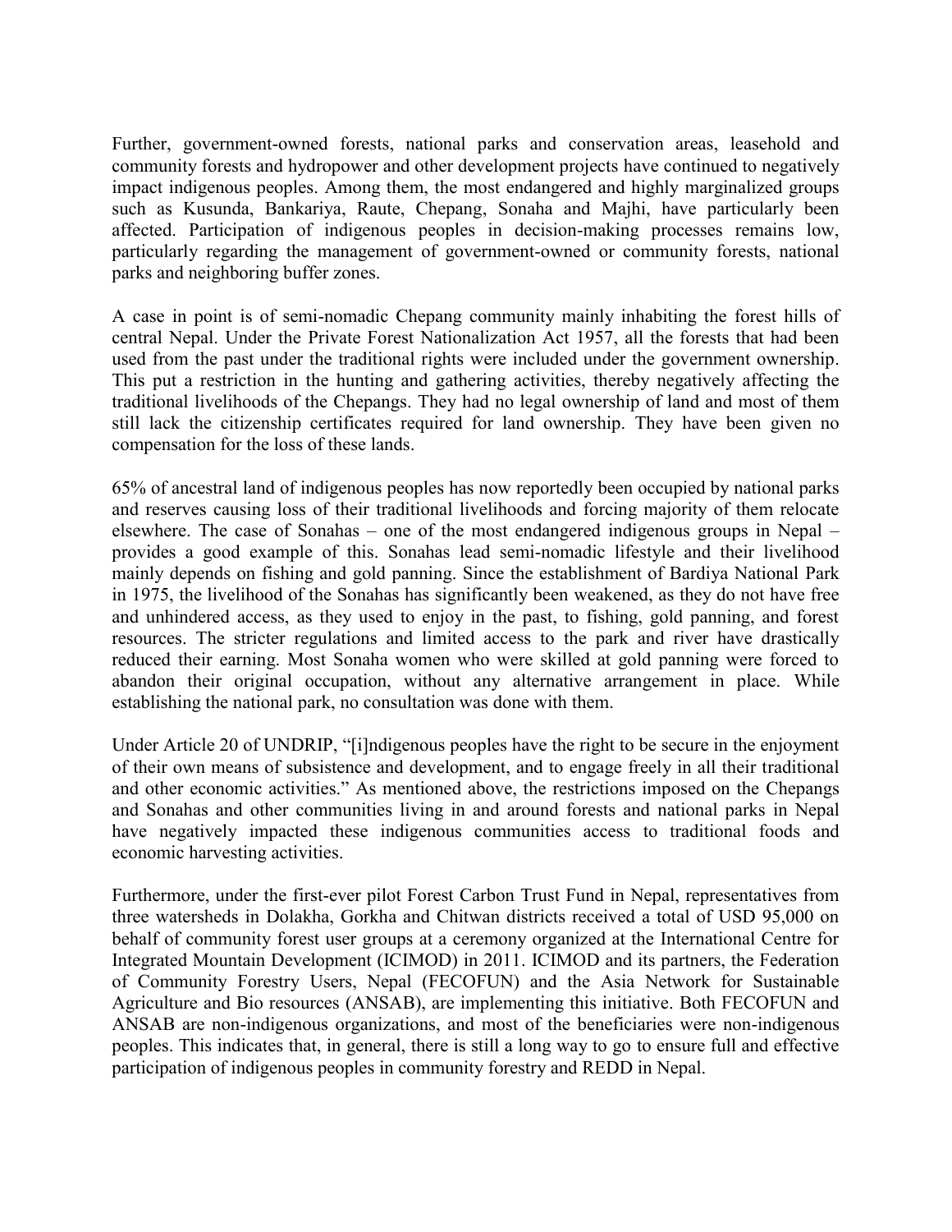Further, government-owned forests, national parks and conservation areas, leasehold and community forests and hydropower and other development projects have continued to negatively impact indigenous peoples. Among them, the most endangered and highly marginalized groups such as Kusunda, Bankariya, Raute, Chepang, Sonaha and Majhi, have particularly been affected. Participation of indigenous peoples in decision-making processes remains low, particularly regarding the management of government-owned or community forests, national parks and neighboring buffer zones.

A case in point is of semi-nomadic Chepang community mainly inhabiting the forest hills of central Nepal. Under the Private Forest Nationalization Act 1957, all the forests that had been used from the past under the traditional rights were included under the government ownership. This put a restriction in the hunting and gathering activities, thereby negatively affecting the traditional livelihoods of the Chepangs. They had no legal ownership of land and most of them still lack the citizenship certificates required for land ownership. They have been given no compensation for the loss of these lands.

65% of ancestral land of indigenous peoples has now reportedly been occupied by national parks and reserves causing loss of their traditional livelihoods and forcing majority of them relocate elsewhere. The case of Sonahas – one of the most endangered indigenous groups in Nepal – provides a good example of this. Sonahas lead semi-nomadic lifestyle and their livelihood mainly depends on fishing and gold panning. Since the establishment of Bardiya National Park in 1975, the livelihood of the Sonahas has significantly been weakened, as they do not have free and unhindered access, as they used to enjoy in the past, to fishing, gold panning, and forest resources. The stricter regulations and limited access to the park and river have drastically reduced their earning. Most Sonaha women who were skilled at gold panning were forced to abandon their original occupation, without any alternative arrangement in place. While establishing the national park, no consultation was done with them.

Under Article 20 of UNDRIP, "[i]ndigenous peoples have the right to be secure in the enjoyment of their own means of subsistence and development, and to engage freely in all their traditional and other economic activities." As mentioned above, the restrictions imposed on the Chepangs and Sonahas and other communities living in and around forests and national parks in Nepal have negatively impacted these indigenous communities access to traditional foods and economic harvesting activities.

Furthermore, under the first-ever pilot Forest Carbon Trust Fund in Nepal, representatives from three watersheds in Dolakha, Gorkha and Chitwan districts received a total of USD 95,000 on behalf of community forest user groups at a ceremony organized at the International Centre for Integrated Mountain Development (ICIMOD) in 2011. ICIMOD and its partners, the Federation of Community Forestry Users, Nepal (FECOFUN) and the Asia Network for Sustainable Agriculture and Bio resources (ANSAB), are implementing this initiative. Both FECOFUN and ANSAB are non-indigenous organizations, and most of the beneficiaries were non-indigenous peoples. This indicates that, in general, there is still a long way to go to ensure full and effective participation of indigenous peoples in community forestry and REDD in Nepal.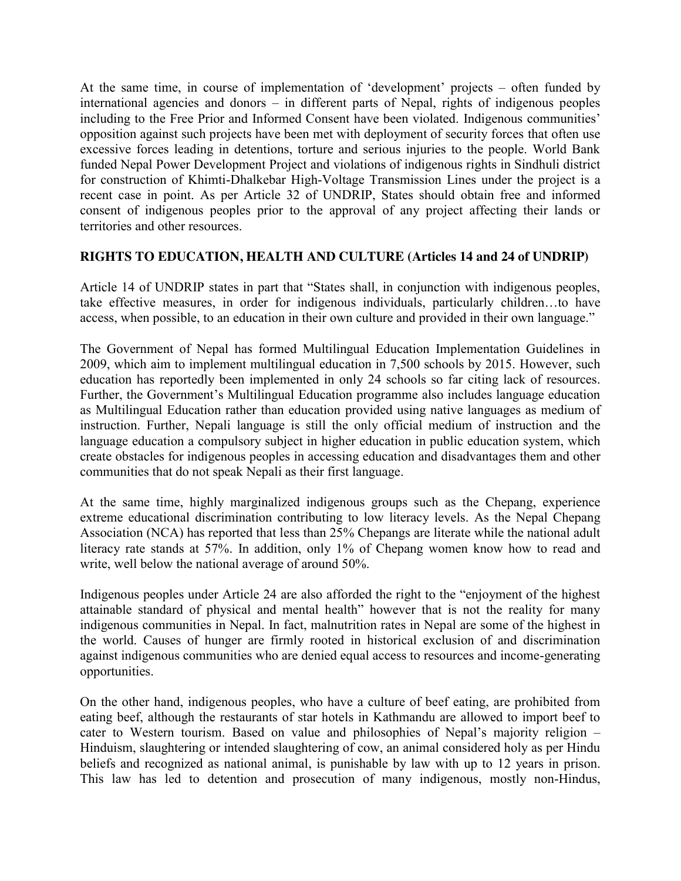At the same time, in course of implementation of 'development' projects – often funded by international agencies and donors – in different parts of Nepal, rights of indigenous peoples including to the Free Prior and Informed Consent have been violated. Indigenous communities' opposition against such projects have been met with deployment of security forces that often use excessive forces leading in detentions, torture and serious injuries to the people. World Bank funded Nepal Power Development Project and violations of indigenous rights in Sindhuli district for construction of Khimti-Dhalkebar High-Voltage Transmission Lines under the project is a recent case in point. As per Article 32 of UNDRIP, States should obtain free and informed consent of indigenous peoples prior to the approval of any project affecting their lands or territories and other resources.

## RIGHTS TO EDUCATION, HEALTH AND CULTURE (Articles 14 and 24 of UNDRIP)

Article 14 of UNDRIP states in part that "States shall, in conjunction with indigenous peoples, take effective measures, in order for indigenous individuals, particularly children…to have access, when possible, to an education in their own culture and provided in their own language."

The Government of Nepal has formed Multilingual Education Implementation Guidelines in 2009, which aim to implement multilingual education in 7,500 schools by 2015. However, such education has reportedly been implemented in only 24 schools so far citing lack of resources. Further, the Government's Multilingual Education programme also includes language education as Multilingual Education rather than education provided using native languages as medium of instruction. Further, Nepali language is still the only official medium of instruction and the language education a compulsory subject in higher education in public education system, which create obstacles for indigenous peoples in accessing education and disadvantages them and other communities that do not speak Nepali as their first language.

At the same time, highly marginalized indigenous groups such as the Chepang, experience extreme educational discrimination contributing to low literacy levels. As the Nepal Chepang Association (NCA) has reported that less than 25% Chepangs are literate while the national adult literacy rate stands at 57%. In addition, only 1% of Chepang women know how to read and write, well below the national average of around 50%.

Indigenous peoples under Article 24 are also afforded the right to the "enjoyment of the highest attainable standard of physical and mental health" however that is not the reality for many indigenous communities in Nepal. In fact, malnutrition rates in Nepal are some of the highest in the world. Causes of hunger are firmly rooted in historical exclusion of and discrimination against indigenous communities who are denied equal access to resources and income-generating opportunities.

On the other hand, indigenous peoples, who have a culture of beef eating, are prohibited from eating beef, although the restaurants of star hotels in Kathmandu are allowed to import beef to cater to Western tourism. Based on value and philosophies of Nepal's majority religion – Hinduism, slaughtering or intended slaughtering of cow, an animal considered holy as per Hindu beliefs and recognized as national animal, is punishable by law with up to 12 years in prison. This law has led to detention and prosecution of many indigenous, mostly non-Hindus,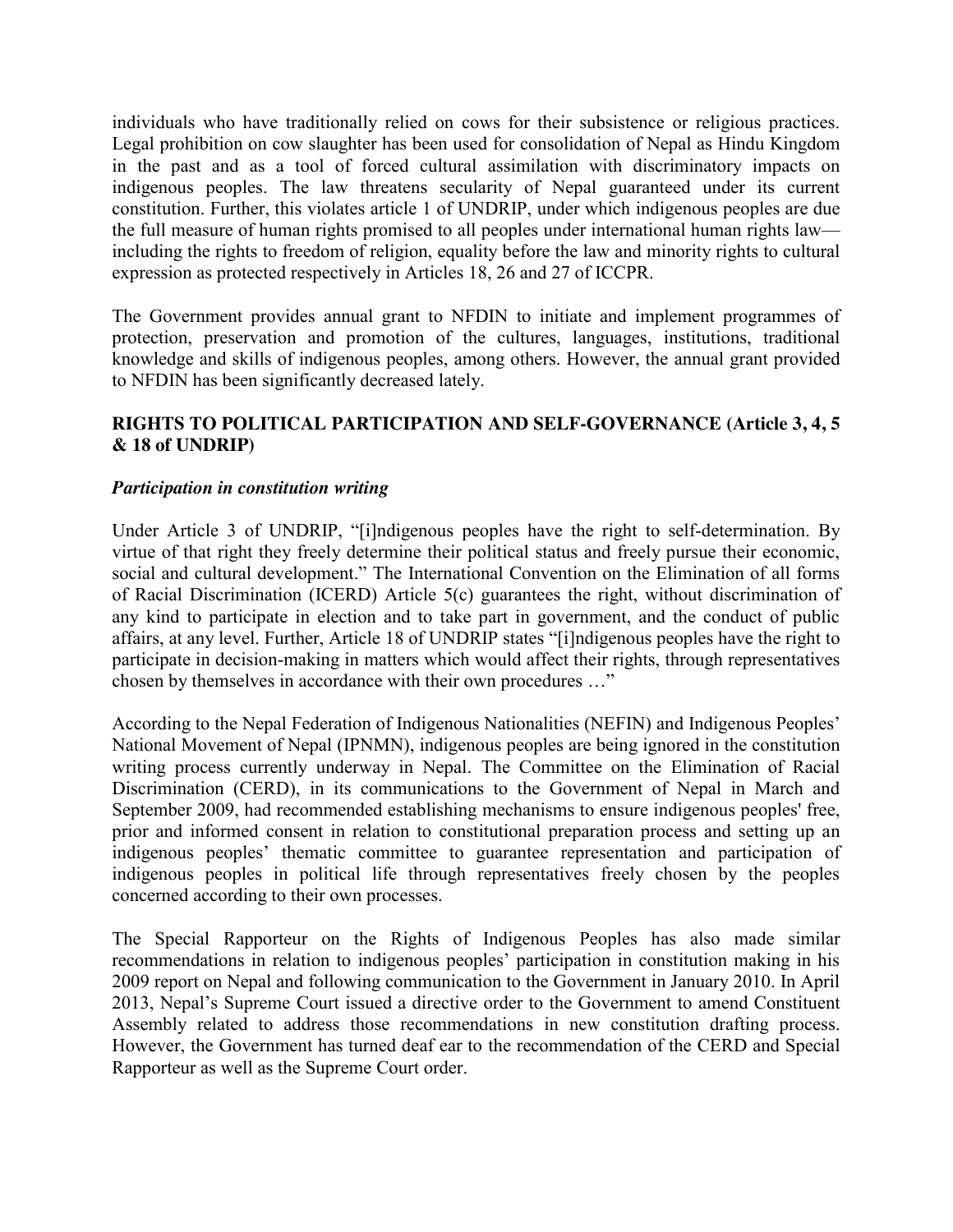individuals who have traditionally relied on cows for their subsistence or religious practices. Legal prohibition on cow slaughter has been used for consolidation of Nepal as Hindu Kingdom in the past and as a tool of forced cultural assimilation with discriminatory impacts on indigenous peoples. The law threatens secularity of Nepal guaranteed under its current constitution. Further, this violates article 1 of UNDRIP, under which indigenous peoples are due the full measure of human rights promised to all peoples under international human rights law—including the rights to freedom of religion, equality before the law and minority rights to cultural expression as protected respectively in Articles 18, 26 and 27 of ICCPR.

The Government provides annual grant to NFDIN to initiate and implement programmes of protection, preservation and promotion of the cultures, languages, institutions, traditional knowledge and skills of indigenous peoples, among others. However, the annual grant provided to NFDIN has been significantly decreased lately.

## RIGHTS TO POLITICAL PARTICIPATION AND SELF-GOVERNANCE (Article 3, 4, 5 & 18 of UNDRIP)

### *Participation in constitution writing*

Under Article 3 of UNDRIP, "[i]ndigenous peoples have the right to self-determination. By virtue of that right they freely determine their political status and freely pursue their economic, social and cultural development." The International Convention on the Elimination of all forms of Racial Discrimination (ICERD) Article 5(c) guarantees the right, without discrimination of any kind to participate in election and to take part in government, and the conduct of public affairs, at any level. Further, Article 18 of UNDRIP states "[i]ndigenous peoples have the right to participate in decision-making in matters which would affect their rights, through representatives chosen by themselves in accordance with their own procedures …"

According to the Nepal Federation of Indigenous Nationalities (NEFIN) and Indigenous Peoples' National Movement of Nepal (IPNMN), indigenous peoples are being ignored in the constitution writing process currently underway in Nepal. The Committee on the Elimination of Racial Discrimination (CERD), in its communications to the Government of Nepal in March and September 2009, had recommended establishing mechanisms to ensure indigenous peoples' free, prior and informed consent in relation to constitutional preparation process and setting up an indigenous peoples' thematic committee to guarantee representation and participation of indigenous peoples in political life through representatives freely chosen by the peoples concerned according to their own processes.

The Special Rapporteur on the Rights of Indigenous Peoples has also made similar recommendations in relation to indigenous peoples' participation in constitution making in his 2009 report on Nepal and following communication to the Government in January 2010. In April 2013, Nepal's Supreme Court issued a directive order to the Government to amend Constituent Assembly related to address those recommendations in new constitution drafting process. However, the Government has turned deaf ear to the recommendation of the CERD and Special Rapporteur as well as the Supreme Court order.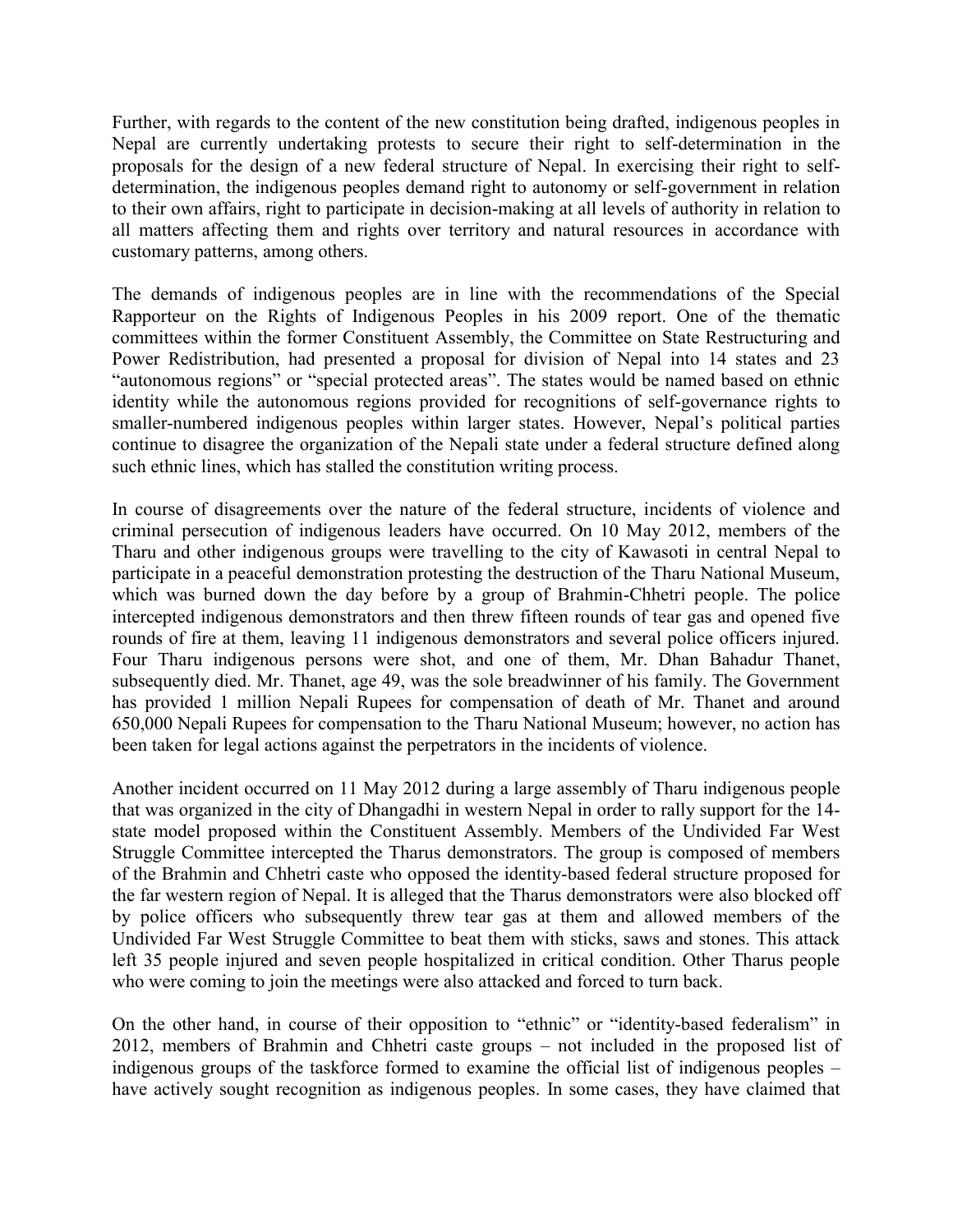Further, with regards to the content of the new constitution being drafted, indigenous peoples in Nepal are currently undertaking protests to secure their right to self-determination in the proposals for the design of a new federal structure of Nepal. In exercising their right to self-determination, the indigenous peoples demand right to autonomy or self-government in relation to their own affairs, right to participate in decision-making at all levels of authority in relation to all matters affecting them and rights over territory and natural resources in accordance with customary patterns, among others.

The demands of indigenous peoples are in line with the recommendations of the Special Rapporteur on the Rights of Indigenous Peoples in his 2009 report. One of the thematic committees within the former Constituent Assembly, the Committee on State Restructuring and Power Redistribution, had presented a proposal for division of Nepal into 14 states and 23 "autonomous regions" or "special protected areas". The states would be named based on ethnic identity while the autonomous regions provided for recognitions of self-governance rights to smaller-numbered indigenous peoples within larger states. However, Nepal's political parties continue to disagree the organization of the Nepali state under a federal structure defined along such ethnic lines, which has stalled the constitution writing process.

In course of disagreements over the nature of the federal structure, incidents of violence and criminal persecution of indigenous leaders have occurred. On 10 May 2012, members of the Tharu and other indigenous groups were travelling to the city of Kawasoti in central Nepal to participate in a peaceful demonstration protesting the destruction of the Tharu National Museum, which was burned down the day before by a group of Brahmin-Chhetri people. The police intercepted indigenous demonstrators and then threw fifteen rounds of tear gas and opened five rounds of fire at them, leaving 11 indigenous demonstrators and several police officers injured. Four Tharu indigenous persons were shot, and one of them, Mr. Dhan Bahadur Thanet, subsequently died. Mr. Thanet, age 49, was the sole breadwinner of his family. The Government has provided 1 million Nepali Rupees for compensation of death of Mr. Thanet and around 650,000 Nepali Rupees for compensation to the Tharu National Museum; however, no action has been taken for legal actions against the perpetrators in the incidents of violence.

Another incident occurred on 11 May 2012 during a large assembly of Tharu indigenous people that was organized in the city of Dhangadhi in western Nepal in order to rally support for the 14-state model proposed within the Constituent Assembly. Members of the Undivided Far West Struggle Committee intercepted the Tharus demonstrators. The group is composed of members of the Brahmin and Chhetri caste who opposed the identity-based federal structure proposed for the far western region of Nepal. It is alleged that the Tharus demonstrators were also blocked off by police officers who subsequently threw tear gas at them and allowed members of the Undivided Far West Struggle Committee to beat them with sticks, saws and stones. This attack left 35 people injured and seven people hospitalized in critical condition. Other Tharus people who were coming to join the meetings were also attacked and forced to turn back.

On the other hand, in course of their opposition to "ethnic" or "identity-based federalism" in 2012, members of Brahmin and Chhetri caste groups – not included in the proposed list of indigenous groups of the taskforce formed to examine the official list of indigenous peoples – have actively sought recognition as indigenous peoples. In some cases, they have claimed that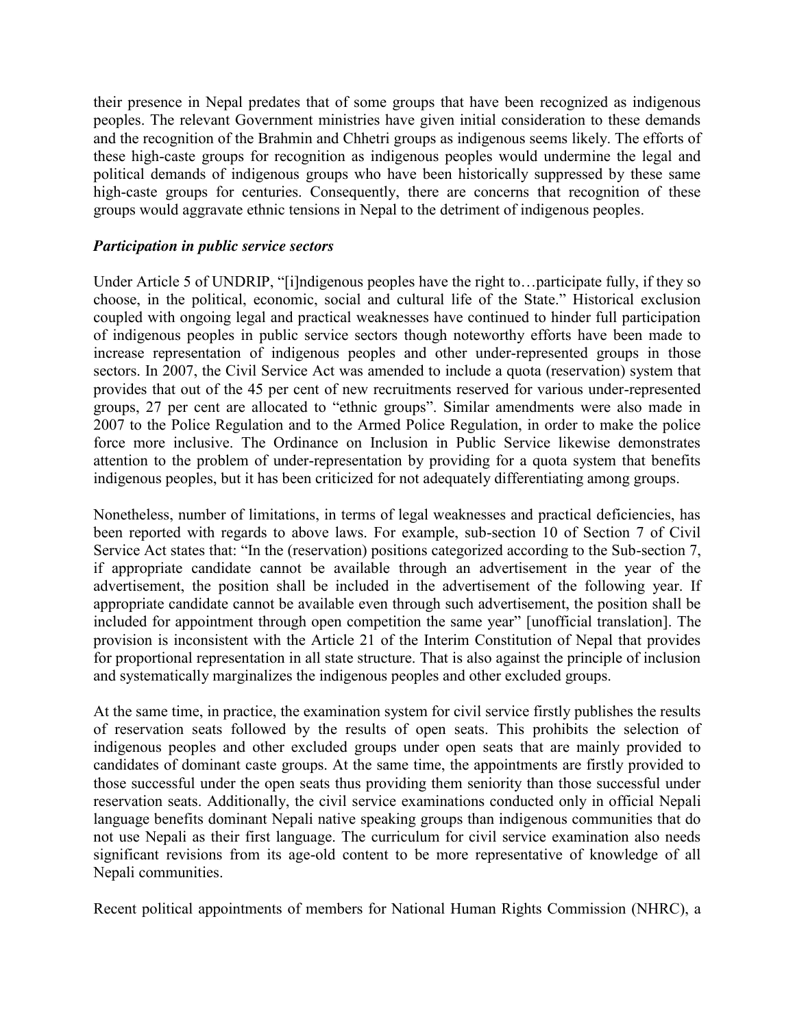their presence in Nepal predates that of some groups that have been recognized as indigenous peoples. The relevant Government ministries have given initial consideration to these demands and the recognition of the Brahmin and Chhetri groups as indigenous seems likely. The efforts of these high-caste groups for recognition as indigenous peoples would undermine the legal and political demands of indigenous groups who have been historically suppressed by these same high-caste groups for centuries. Consequently, there are concerns that recognition of these groups would aggravate ethnic tensions in Nepal to the detriment of indigenous peoples.

***Participation in public service sectors***

Under Article 5 of UNDRIP, "[i]ndigenous peoples have the right to…participate fully, if they so choose, in the political, economic, social and cultural life of the State." Historical exclusion coupled with ongoing legal and practical weaknesses have continued to hinder full participation of indigenous peoples in public service sectors though noteworthy efforts have been made to increase representation of indigenous peoples and other under-represented groups in those sectors. In 2007, the Civil Service Act was amended to include a quota (reservation) system that provides that out of the 45 per cent of new recruitments reserved for various under-represented groups, 27 per cent are allocated to "ethnic groups". Similar amendments were also made in 2007 to the Police Regulation and to the Armed Police Regulation, in order to make the police force more inclusive. The Ordinance on Inclusion in Public Service likewise demonstrates attention to the problem of under-representation by providing for a quota system that benefits indigenous peoples, but it has been criticized for not adequately differentiating among groups.

Nonetheless, number of limitations, in terms of legal weaknesses and practical deficiencies, has been reported with regards to above laws. For example, sub-section 10 of Section 7 of Civil Service Act states that: "In the (reservation) positions categorized according to the Sub-section 7, if appropriate candidate cannot be available through an advertisement in the year of the advertisement, the position shall be included in the advertisement of the following year. If appropriate candidate cannot be available even through such advertisement, the position shall be included for appointment through open competition the same year" [unofficial translation]. The provision is inconsistent with the Article 21 of the Interim Constitution of Nepal that provides for proportional representation in all state structure. That is also against the principle of inclusion and systematically marginalizes the indigenous peoples and other excluded groups.

At the same time, in practice, the examination system for civil service firstly publishes the results of reservation seats followed by the results of open seats. This prohibits the selection of indigenous peoples and other excluded groups under open seats that are mainly provided to candidates of dominant caste groups. At the same time, the appointments are firstly provided to those successful under the open seats thus providing them seniority than those successful under reservation seats. Additionally, the civil service examinations conducted only in official Nepali language benefits dominant Nepali native speaking groups than indigenous communities that do not use Nepali as their first language. The curriculum for civil service examination also needs significant revisions from its age-old content to be more representative of knowledge of all Nepali communities.

Recent political appointments of members for National Human Rights Commission (NHRC), a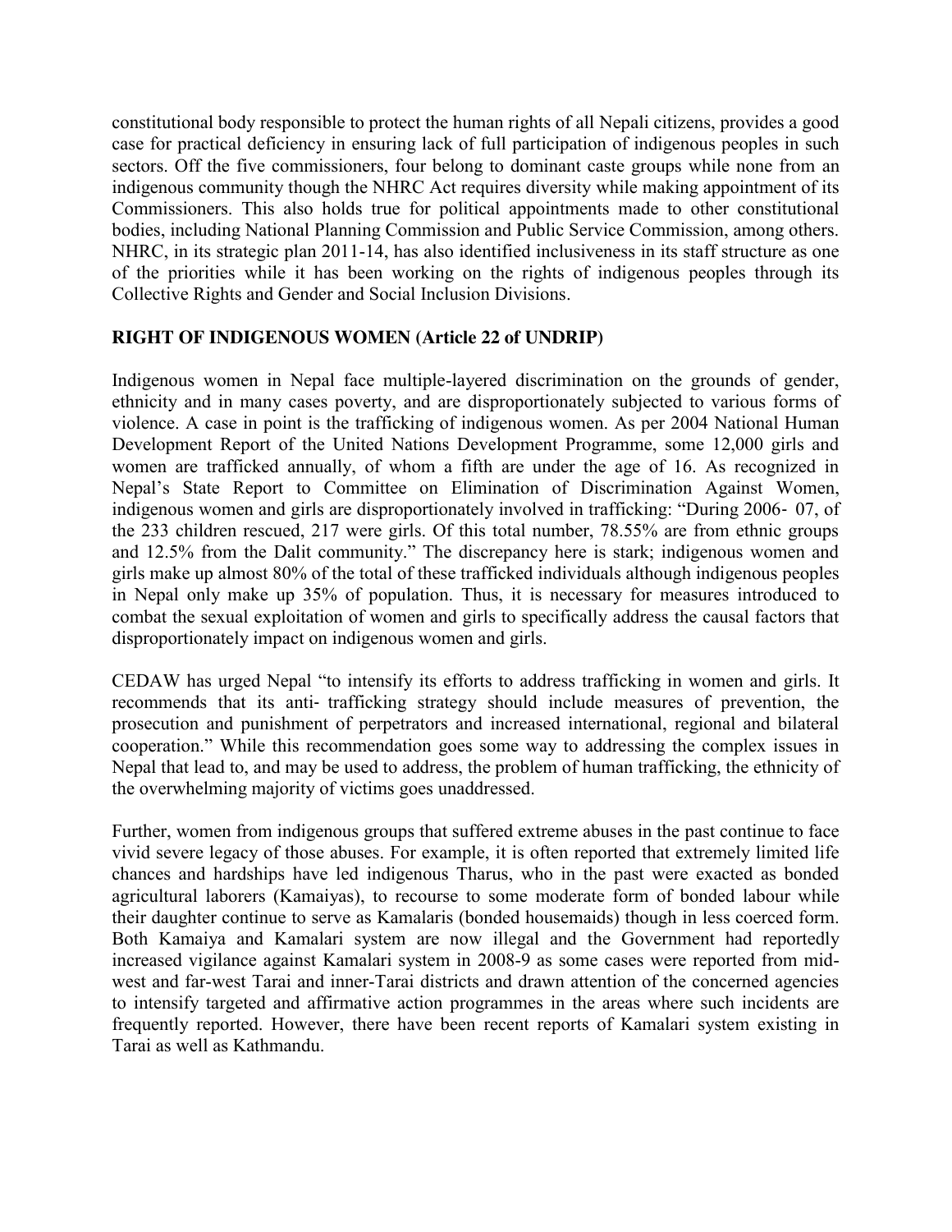constitutional body responsible to protect the human rights of all Nepali citizens, provides a good case for practical deficiency in ensuring lack of full participation of indigenous peoples in such sectors. Off the five commissioners, four belong to dominant caste groups while none from an indigenous community though the NHRC Act requires diversity while making appointment of its Commissioners. This also holds true for political appointments made to other constitutional bodies, including National Planning Commission and Public Service Commission, among others. NHRC, in its strategic plan 2011-14, has also identified inclusiveness in its staff structure as one of the priorities while it has been working on the rights of indigenous peoples through its Collective Rights and Gender and Social Inclusion Divisions.

## RIGHT OF INDIGENOUS WOMEN (Article 22 of UNDRIP)

Indigenous women in Nepal face multiple-layered discrimination on the grounds of gender, ethnicity and in many cases poverty, and are disproportionately subjected to various forms of violence. A case in point is the trafficking of indigenous women. As per 2004 National Human Development Report of the United Nations Development Programme, some 12,000 girls and women are trafficked annually, of whom a fifth are under the age of 16. As recognized in Nepal's State Report to Committee on Elimination of Discrimination Against Women, indigenous women and girls are disproportionately involved in trafficking: "During 2006- 07, of the 233 children rescued, 217 were girls. Of this total number, 78.55% are from ethnic groups and 12.5% from the Dalit community." The discrepancy here is stark; indigenous women and girls make up almost 80% of the total of these trafficked individuals although indigenous peoples in Nepal only make up 35% of population. Thus, it is necessary for measures introduced to combat the sexual exploitation of women and girls to specifically address the causal factors that disproportionately impact on indigenous women and girls.

CEDAW has urged Nepal "to intensify its efforts to address trafficking in women and girls. It recommends that its anti- trafficking strategy should include measures of prevention, the prosecution and punishment of perpetrators and increased international, regional and bilateral cooperation." While this recommendation goes some way to addressing the complex issues in Nepal that lead to, and may be used to address, the problem of human trafficking, the ethnicity of the overwhelming majority of victims goes unaddressed.

Further, women from indigenous groups that suffered extreme abuses in the past continue to face vivid severe legacy of those abuses. For example, it is often reported that extremely limited life chances and hardships have led indigenous Tharus, who in the past were exacted as bonded agricultural laborers (Kamaiyas), to recourse to some moderate form of bonded labour while their daughter continue to serve as Kamalaris (bonded housemaids) though in less coerced form. Both Kamaiya and Kamalari system are now illegal and the Government had reportedly increased vigilance against Kamalari system in 2008-9 as some cases were reported from mid-west and far-west Tarai and inner-Tarai districts and drawn attention of the concerned agencies to intensify targeted and affirmative action programmes in the areas where such incidents are frequently reported. However, there have been recent reports of Kamalari system existing in Tarai as well as Kathmandu.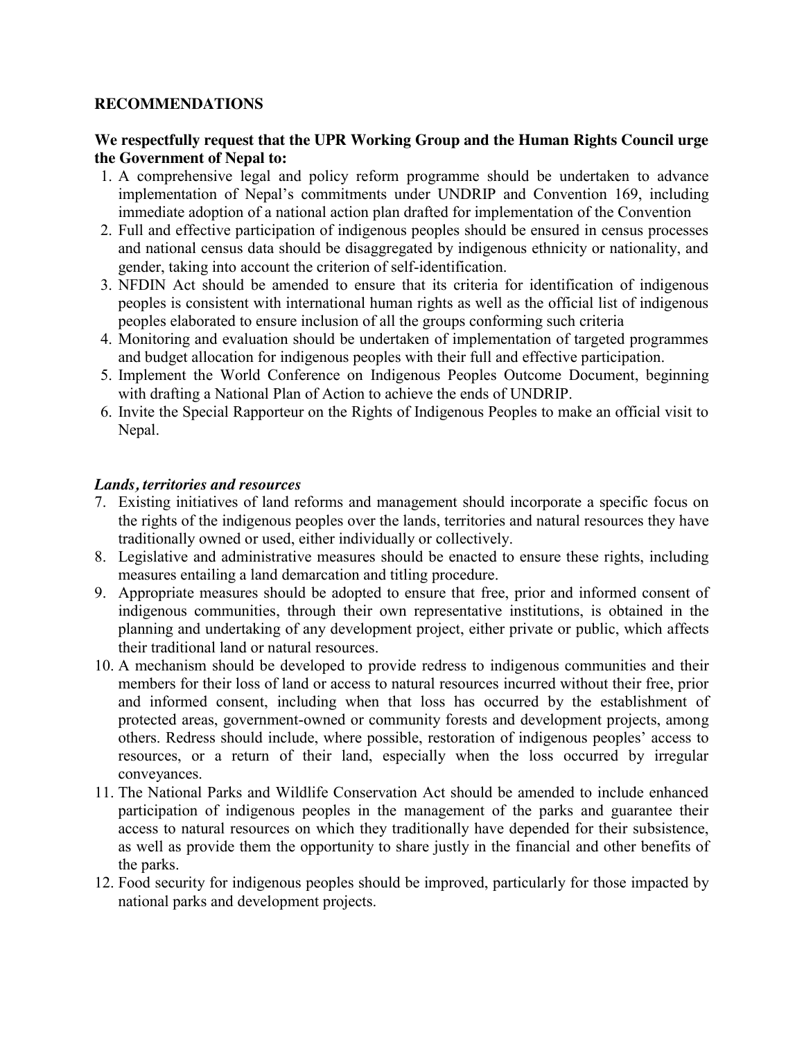## RECOMMENDATIONS

**We respectfully request that the UPR Working Group and the Human Rights Council urge the Government of Nepal to:**

1. A comprehensive legal and policy reform programme should be undertaken to advance implementation of Nepal's commitments under UNDRIP and Convention 169, including immediate adoption of a national action plan drafted for implementation of the Convention
2. Full and effective participation of indigenous peoples should be ensured in census processes and national census data should be disaggregated by indigenous ethnicity or nationality, and gender, taking into account the criterion of self-identification.
3. NFDIN Act should be amended to ensure that its criteria for identification of indigenous peoples is consistent with international human rights as well as the official list of indigenous peoples elaborated to ensure inclusion of all the groups conforming such criteria
4. Monitoring and evaluation should be undertaken of implementation of targeted programmes and budget allocation for indigenous peoples with their full and effective participation.
5. Implement the World Conference on Indigenous Peoples Outcome Document, beginning with drafting a National Plan of Action to achieve the ends of UNDRIP.
6. Invite the Special Rapporteur on the Rights of Indigenous Peoples to make an official visit to Nepal.

### *Lands, territories and resources*

7. Existing initiatives of land reforms and management should incorporate a specific focus on the rights of the indigenous peoples over the lands, territories and natural resources they have traditionally owned or used, either individually or collectively.
8. Legislative and administrative measures should be enacted to ensure these rights, including measures entailing a land demarcation and titling procedure.
9. Appropriate measures should be adopted to ensure that free, prior and informed consent of indigenous communities, through their own representative institutions, is obtained in the planning and undertaking of any development project, either private or public, which affects their traditional land or natural resources.
10. A mechanism should be developed to provide redress to indigenous communities and their members for their loss of land or access to natural resources incurred without their free, prior and informed consent, including when that loss has occurred by the establishment of protected areas, government-owned or community forests and development projects, among others. Redress should include, where possible, restoration of indigenous peoples' access to resources, or a return of their land, especially when the loss occurred by irregular conveyances.
11. The National Parks and Wildlife Conservation Act should be amended to include enhanced participation of indigenous peoples in the management of the parks and guarantee their access to natural resources on which they traditionally have depended for their subsistence, as well as provide them the opportunity to share justly in the financial and other benefits of the parks.
12. Food security for indigenous peoples should be improved, particularly for those impacted by national parks and development projects.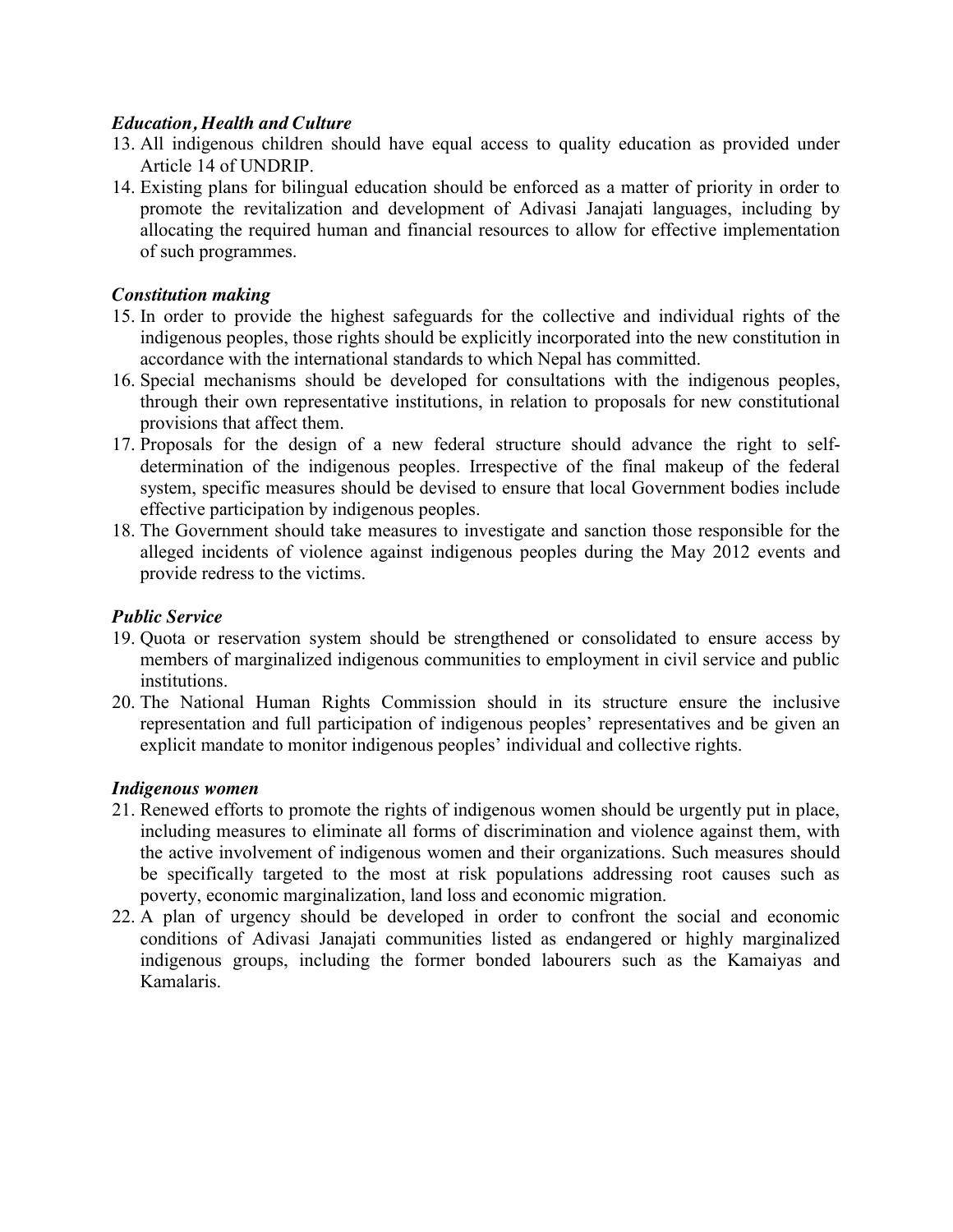### *Education, Health and Culture*

13. All indigenous children should have equal access to quality education as provided under Article 14 of UNDRIP.
14. Existing plans for bilingual education should be enforced as a matter of priority in order to promote the revitalization and development of Adivasi Janajati languages, including by allocating the required human and financial resources to allow for effective implementation of such programmes.

### *Constitution making*

15. In order to provide the highest safeguards for the collective and individual rights of the indigenous peoples, those rights should be explicitly incorporated into the new constitution in accordance with the international standards to which Nepal has committed.
16. Special mechanisms should be developed for consultations with the indigenous peoples, through their own representative institutions, in relation to proposals for new constitutional provisions that affect them.
17. Proposals for the design of a new federal structure should advance the right to self-determination of the indigenous peoples. Irrespective of the final makeup of the federal system, specific measures should be devised to ensure that local Government bodies include effective participation by indigenous peoples.
18. The Government should take measures to investigate and sanction those responsible for the alleged incidents of violence against indigenous peoples during the May 2012 events and provide redress to the victims.

### *Public Service*

19. Quota or reservation system should be strengthened or consolidated to ensure access by members of marginalized indigenous communities to employment in civil service and public institutions.
20. The National Human Rights Commission should in its structure ensure the inclusive representation and full participation of indigenous peoples' representatives and be given an explicit mandate to monitor indigenous peoples' individual and collective rights.

### *Indigenous women*

21. Renewed efforts to promote the rights of indigenous women should be urgently put in place, including measures to eliminate all forms of discrimination and violence against them, with the active involvement of indigenous women and their organizations. Such measures should be specifically targeted to the most at risk populations addressing root causes such as poverty, economic marginalization, land loss and economic migration.
22. A plan of urgency should be developed in order to confront the social and economic conditions of Adivasi Janajati communities listed as endangered or highly marginalized indigenous groups, including the former bonded labourers such as the Kamaiyas and Kamalaris.